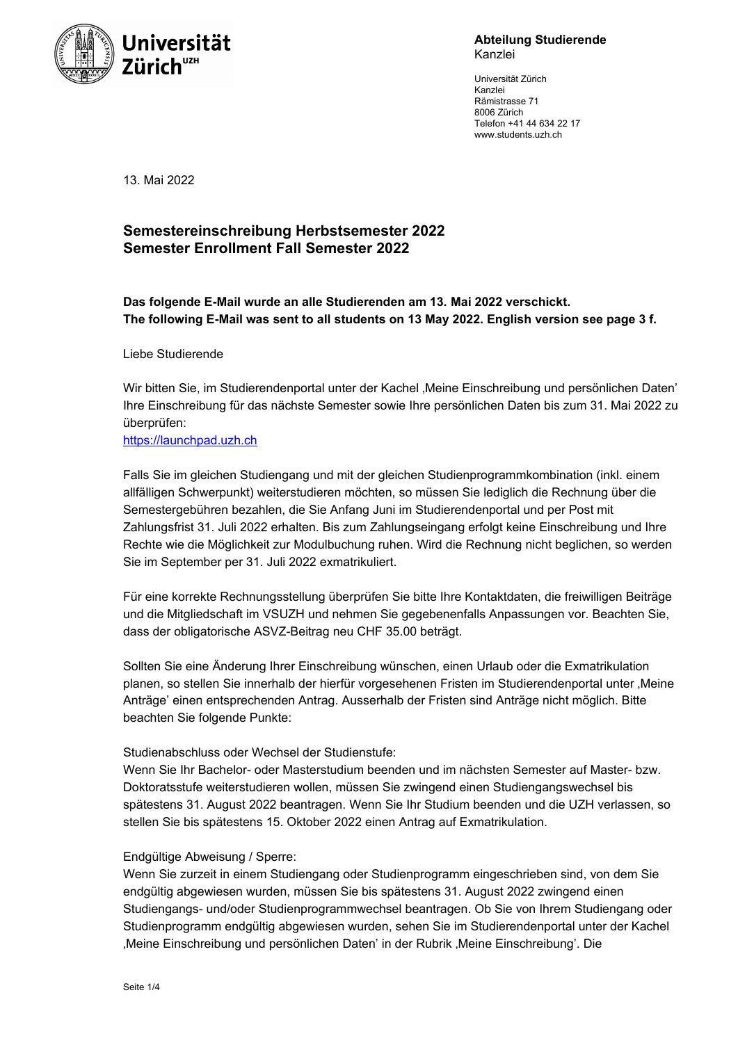**Abteilung Studierende**
Kanzlei

Universität Zürich
Kanzlei
Rämistrasse 71
8006 Zürich
Telefon +41 44 634 22 17
www.students.uzh.ch

13. Mai 2022

## Semestereinschreibung Herbstsemester 2022
## Semester Enrollment Fall Semester 2022

**Das folgende E-Mail wurde an alle Studierenden am 13. Mai 2022 verschickt.**
**The following E-Mail was sent to all students on 13 May 2022. English version see page 3 f.**

Liebe Studierende

Wir bitten Sie, im Studierendenportal unter der Kachel ‚Meine Einschreibung und persönlichen Daten' Ihre Einschreibung für das nächste Semester sowie Ihre persönlichen Daten bis zum 31. Mai 2022 zu überprüfen:
https://launchpad.uzh.ch

Falls Sie im gleichen Studiengang und mit der gleichen Studienprogrammkombination (inkl. einem allfälligen Schwerpunkt) weiterstudieren möchten, so müssen Sie lediglich die Rechnung über die Semestergebühren bezahlen, die Sie Anfang Juni im Studierendenportal und per Post mit Zahlungsfrist 31. Juli 2022 erhalten. Bis zum Zahlungseingang erfolgt keine Einschreibung und Ihre Rechte wie die Möglichkeit zur Modulbuchung ruhen. Wird die Rechnung nicht beglichen, so werden Sie im September per 31. Juli 2022 exmatrikuliert.

Für eine korrekte Rechnungsstellung überprüfen Sie bitte Ihre Kontaktdaten, die freiwilligen Beiträge und die Mitgliedschaft im VSUZH und nehmen Sie gegebenenfalls Anpassungen vor. Beachten Sie, dass der obligatorische ASVZ-Beitrag neu CHF 35.00 beträgt.

Sollten Sie eine Änderung Ihrer Einschreibung wünschen, einen Urlaub oder die Exmatrikulation planen, so stellen Sie innerhalb der hierfür vorgesehenen Fristen im Studierendenportal unter ‚Meine Anträge' einen entsprechenden Antrag. Ausserhalb der Fristen sind Anträge nicht möglich. Bitte beachten Sie folgende Punkte:

Studienabschluss oder Wechsel der Studienstufe:
Wenn Sie Ihr Bachelor- oder Masterstudium beenden und im nächsten Semester auf Master- bzw. Doktoratsstufe weiterstudieren wollen, müssen Sie zwingend einen Studiengangswechsel bis spätestens 31. August 2022 beantragen. Wenn Sie Ihr Studium beenden und die UZH verlassen, so stellen Sie bis spätestens 15. Oktober 2022 einen Antrag auf Exmatrikulation.

Endgültige Abweisung / Sperre:
Wenn Sie zurzeit in einem Studiengang oder Studienprogramm eingeschrieben sind, von dem Sie endgültig abgewiesen wurden, müssen Sie bis spätestens 31. August 2022 zwingend einen Studiengangs- und/oder Studienprogrammwechsel beantragen. Ob Sie von Ihrem Studiengang oder Studienprogramm endgültig abgewiesen wurden, sehen Sie im Studierendenportal unter der Kachel ‚Meine Einschreibung und persönlichen Daten' in der Rubrik ‚Meine Einschreibung'. Die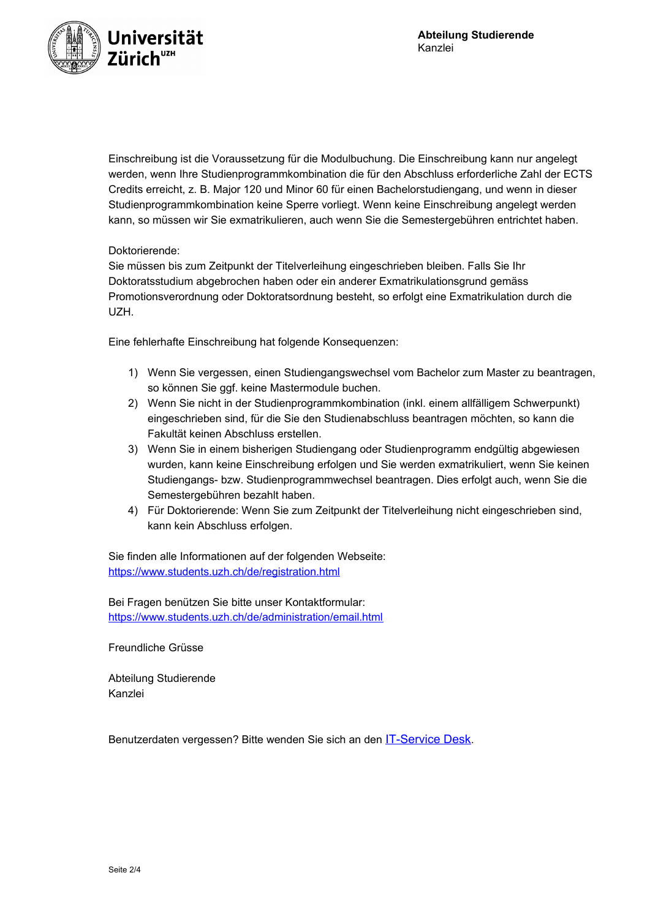Einschreibung ist die Voraussetzung für die Modulbuchung. Die Einschreibung kann nur angelegt werden, wenn Ihre Studienprogrammkombination die für den Abschluss erforderliche Zahl der ECTS Credits erreicht, z. B. Major 120 und Minor 60 für einen Bachelorstudiengang, und wenn in dieser Studienprogrammkombination keine Sperre vorliegt. Wenn keine Einschreibung angelegt werden kann, so müssen wir Sie exmatrikulieren, auch wenn Sie die Semestergebühren entrichtet haben.

Doktorierende:
Sie müssen bis zum Zeitpunkt der Titelverleihung eingeschrieben bleiben. Falls Sie Ihr Doktoratsstudium abgebrochen haben oder ein anderer Exmatrikulationsgrund gemäss Promotionsverordnung oder Doktoratsordnung besteht, so erfolgt eine Exmatrikulation durch die UZH.

Eine fehlerhafte Einschreibung hat folgende Konsequenzen:

1) Wenn Sie vergessen, einen Studiengangswechsel vom Bachelor zum Master zu beantragen, so können Sie ggf. keine Mastermodule buchen.
2) Wenn Sie nicht in der Studienprogrammkombination (inkl. einem allfälligem Schwerpunkt) eingeschrieben sind, für die Sie den Studienabschluss beantragen möchten, so kann die Fakultät keinen Abschluss erstellen.
3) Wenn Sie in einem bisherigen Studiengang oder Studienprogramm endgültig abgewiesen wurden, kann keine Einschreibung erfolgen und Sie werden exmatrikuliert, wenn Sie keinen Studiengangs- bzw. Studienprogrammwechsel beantragen. Dies erfolgt auch, wenn Sie die Semestergebühren bezahlt haben.
4) Für Doktorierende: Wenn Sie zum Zeitpunkt der Titelverleihung nicht eingeschrieben sind, kann kein Abschluss erfolgen.

Sie finden alle Informationen auf der folgenden Webseite:
https://www.students.uzh.ch/de/registration.html

Bei Fragen benützen Sie bitte unser Kontaktformular:
https://www.students.uzh.ch/de/administration/email.html

Freundliche Grüsse

Abteilung Studierende
Kanzlei

Benutzerdaten vergessen? Bitte wenden Sie sich an den IT-Service Desk.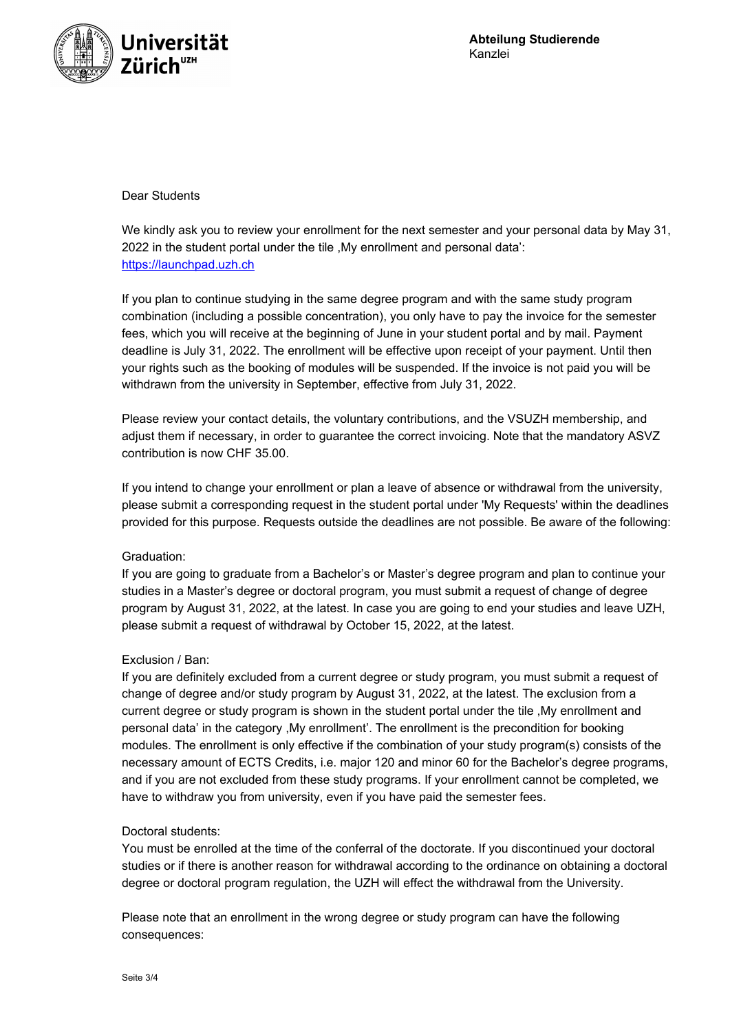Dear Students

We kindly ask you to review your enrollment for the next semester and your personal data by May 31, 2022 in the student portal under the tile ‚My enrollment and personal data': https://launchpad.uzh.ch

If you plan to continue studying in the same degree program and with the same study program combination (including a possible concentration), you only have to pay the invoice for the semester fees, which you will receive at the beginning of June in your student portal and by mail. Payment deadline is July 31, 2022. The enrollment will be effective upon receipt of your payment. Until then your rights such as the booking of modules will be suspended. If the invoice is not paid you will be withdrawn from the university in September, effective from July 31, 2022.

Please review your contact details, the voluntary contributions, and the VSUZH membership, and adjust them if necessary, in order to guarantee the correct invoicing. Note that the mandatory ASVZ contribution is now CHF 35.00.

If you intend to change your enrollment or plan a leave of absence or withdrawal from the university, please submit a corresponding request in the student portal under 'My Requests' within the deadlines provided for this purpose. Requests outside the deadlines are not possible. Be aware of the following:

Graduation:
If you are going to graduate from a Bachelor's or Master's degree program and plan to continue your studies in a Master's degree or doctoral program, you must submit a request of change of degree program by August 31, 2022, at the latest. In case you are going to end your studies and leave UZH, please submit a request of withdrawal by October 15, 2022, at the latest.

Exclusion / Ban:
If you are definitely excluded from a current degree or study program, you must submit a request of change of degree and/or study program by August 31, 2022, at the latest. The exclusion from a current degree or study program is shown in the student portal under the tile ‚My enrollment and personal data' in the category ‚My enrollment'. The enrollment is the precondition for booking modules. The enrollment is only effective if the combination of your study program(s) consists of the necessary amount of ECTS Credits, i.e. major 120 and minor 60 for the Bachelor's degree programs, and if you are not excluded from these study programs. If your enrollment cannot be completed, we have to withdraw you from university, even if you have paid the semester fees.

Doctoral students:
You must be enrolled at the time of the conferral of the doctorate. If you discontinued your doctoral studies or if there is another reason for withdrawal according to the ordinance on obtaining a doctoral degree or doctoral program regulation, the UZH will effect the withdrawal from the University.

Please note that an enrollment in the wrong degree or study program can have the following consequences: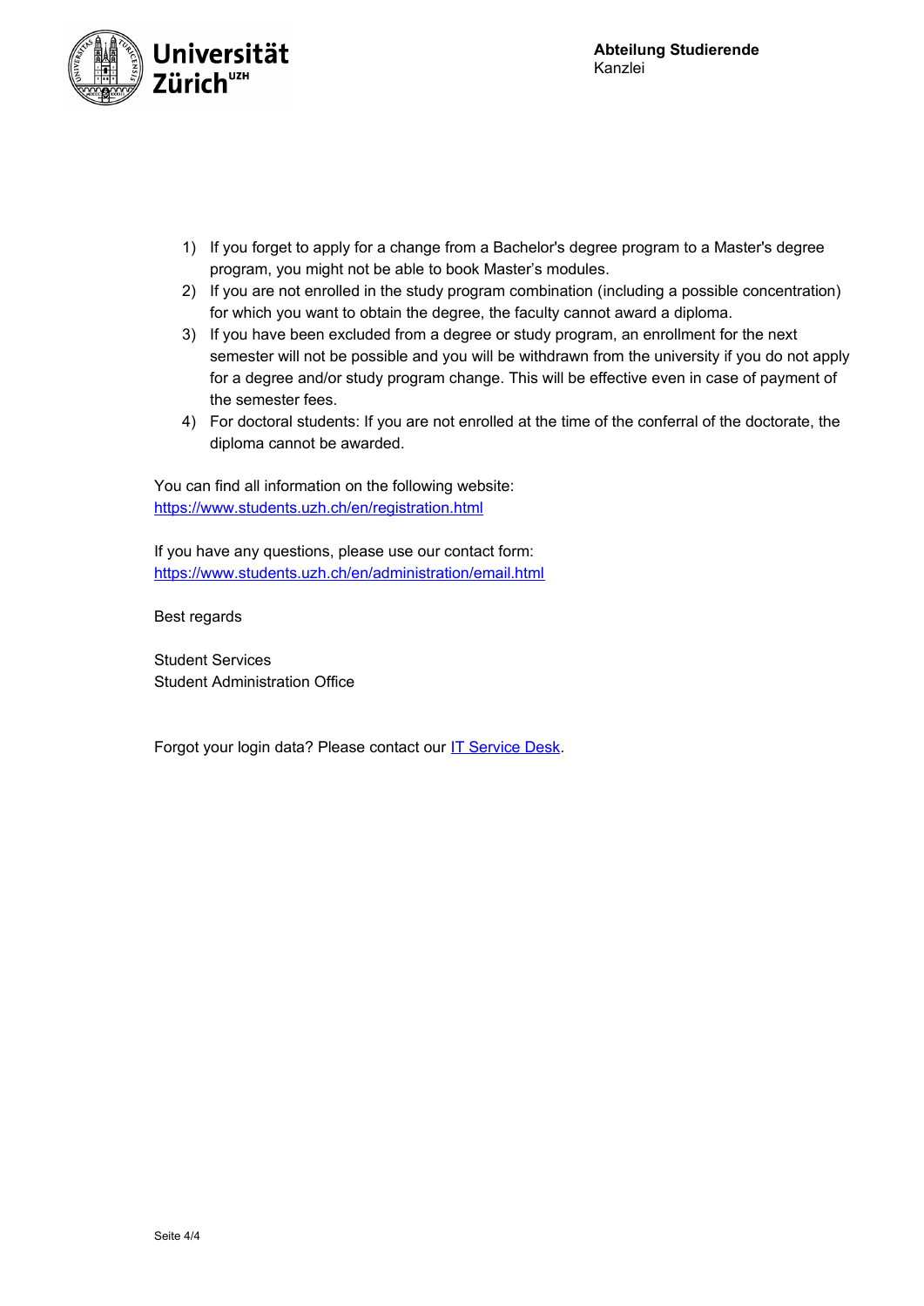1) If you forget to apply for a change from a Bachelor's degree program to a Master's degree program, you might not be able to book Master's modules.
2) If you are not enrolled in the study program combination (including a possible concentration) for which you want to obtain the degree, the faculty cannot award a diploma.
3) If you have been excluded from a degree or study program, an enrollment for the next semester will not be possible and you will be withdrawn from the university if you do not apply for a degree and/or study program change. This will be effective even in case of payment of the semester fees.
4) For doctoral students: If you are not enrolled at the time of the conferral of the doctorate, the diploma cannot be awarded.

You can find all information on the following website:
https://www.students.uzh.ch/en/registration.html

If you have any questions, please use our contact form:
https://www.students.uzh.ch/en/administration/email.html

Best regards

Student Services
Student Administration Office

Forgot your login data? Please contact our IT Service Desk.